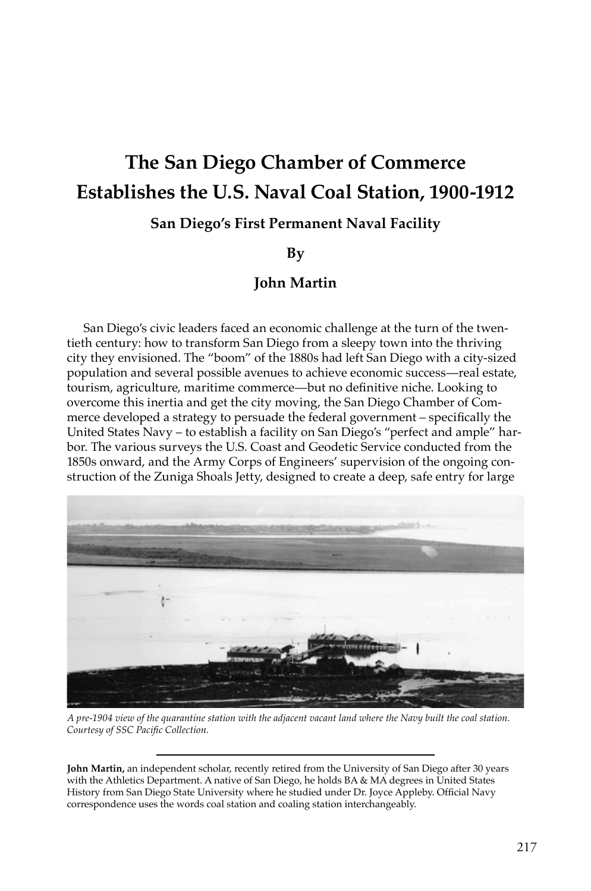# The San Diego Chamber of Commerce Establishes the U.S. Naval Coal Station, 1900-1912

### San Diego's First Permanent Naval Facility

**By**

**John Martin**

San Diego's civic leaders faced an economic challenge at the turn of the twentieth century: how to transform San Diego from a sleepy town into the thriving city they envisioned. The "boom" of the 1880s had left San Diego with a city-sized population and several possible avenues to achieve economic success—real estate, tourism, agriculture, maritime commerce—but no definitive niche. Looking to overcome this inertia and get the city moving, the San Diego Chamber of Commerce developed a strategy to persuade the federal government – specifically the United States Navy – to establish a facility on San Diego's "perfect and ample" harbor. The various surveys the U.S. Coast and Geodetic Service conducted from the 1850s onward, and the Army Corps of Engineers' supervision of the ongoing construction of the Zuniga Shoals Jetty, designed to create a deep, safe entry for large

*A pre-1904 view of the quarantine station with the adjacent vacant land where the Navy built the coal station. Courtesy of SSC Pacific Collection.*

---

**John Martin,** an independent scholar, recently retired from the University of San Diego after 30 years with the Athletics Department. A native of San Diego, he holds BA & MA degrees in United States History from San Diego State University where he studied under Dr. Joyce Appleby. Official Navy correspondence uses the words coal station and coaling station interchangeably.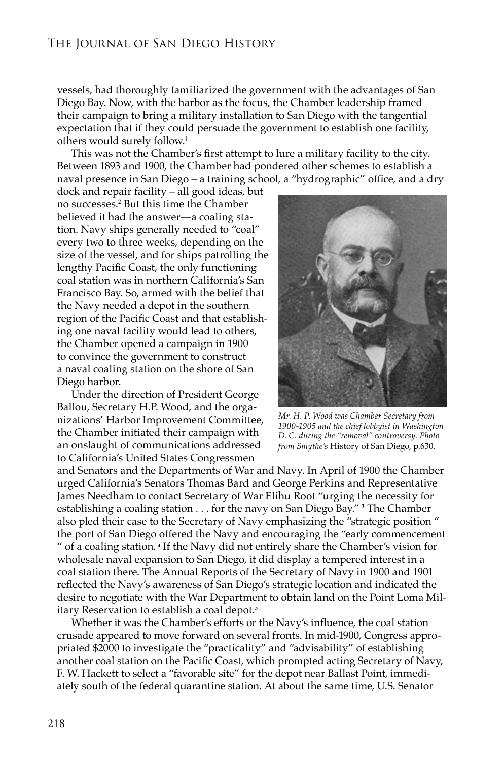vessels, had thoroughly familiarized the government with the advantages of San Diego Bay. Now, with the harbor as the focus, the Chamber leadership framed their campaign to bring a military installation to San Diego with the tangential expectation that if they could persuade the government to establish one facility, others would surely follow.[1]

This was not the Chamber's first attempt to lure a military facility to the city. Between 1893 and 1900, the Chamber had pondered other schemes to establish a naval presence in San Diego – a training school, a "hydrographic" office, and a dry dock and repair facility – all good ideas, but no successes.[2] But this time the Chamber believed it had the answer—a coaling station. Navy ships generally needed to "coal" every two to three weeks, depending on the size of the vessel, and for ships patrolling the lengthy Pacific Coast, the only functioning coal station was in northern California's San Francisco Bay. So, armed with the belief that the Navy needed a depot in the southern region of the Pacific Coast and that establishing one naval facility would lead to others, the Chamber opened a campaign in 1900 to convince the government to construct a naval coaling station on the shore of San Diego harbor.

*Mr. H. P. Wood was Chamber Secretary from 1900-1905 and the chief lobbyist in Washington D. C. during the "removal" controversy. Photo from Smythe's* History of San Diego, p.630.

Under the direction of President George Ballou, Secretary H.P. Wood, and the organizations' Harbor Improvement Committee, the Chamber initiated their campaign with an onslaught of communications addressed to California's United States Congressmen and Senators and the Departments of War and Navy. In April of 1900 the Chamber urged California's Senators Thomas Bard and George Perkins and Representative James Needham to contact Secretary of War Elihu Root "urging the necessity for establishing a coaling station . . . for the navy on San Diego Bay." [3] The Chamber also pled their case to the Secretary of Navy emphasizing the "strategic position " the port of San Diego offered the Navy and encouraging the "early commencement " of a coaling station. [4] If the Navy did not entirely share the Chamber's vision for wholesale naval expansion to San Diego, it did display a tempered interest in a coal station there. The Annual Reports of the Secretary of Navy in 1900 and 1901 reflected the Navy's awareness of San Diego's strategic location and indicated the desire to negotiate with the War Department to obtain land on the Point Loma Military Reservation to establish a coal depot.[5]

Whether it was the Chamber's efforts or the Navy's influence, the coal station crusade appeared to move forward on several fronts. In mid-1900, Congress appropriated $2000 to investigate the "practicality" and "advisability" of establishing another coal station on the Pacific Coast, which prompted acting Secretary of Navy, F. W. Hackett to select a "favorable site" for the depot near Ballast Point, immediately south of the federal quarantine station. At about the same time, U.S. Senator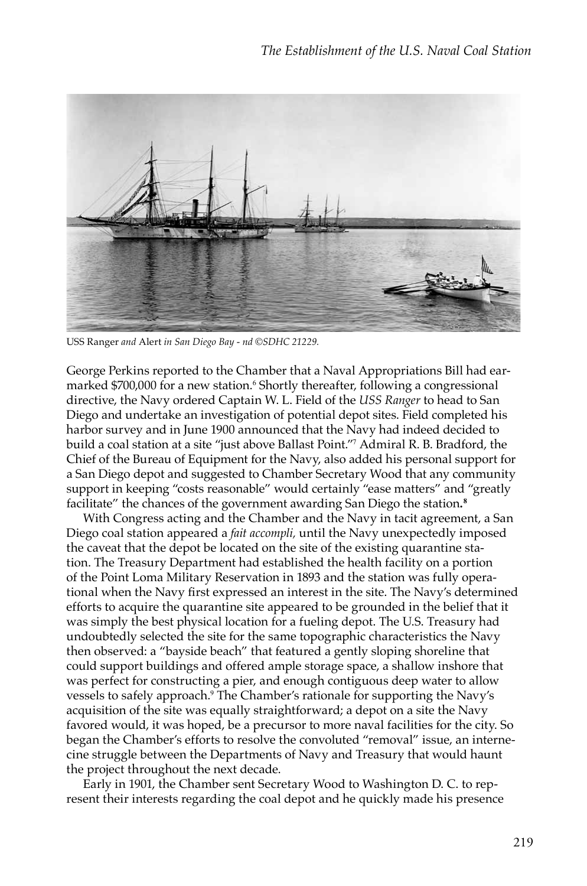USS Ranger *and* Alert *in San Diego Bay - nd ©SDHC 21229.*

George Perkins reported to the Chamber that a Naval Appropriations Bill had earmarked $700,000 for a new station.[6] Shortly thereafter, following a congressional directive, the Navy ordered Captain W. L. Field of the *USS Ranger* to head to San Diego and undertake an investigation of potential depot sites. Field completed his harbor survey and in June 1900 announced that the Navy had indeed decided to build a coal station at a site "just above Ballast Point."[7] Admiral R. B. Bradford, the Chief of the Bureau of Equipment for the Navy, also added his personal support for a San Diego depot and suggested to Chamber Secretary Wood that any community support in keeping "costs reasonable" would certainly "ease matters" and "greatly facilitate" the chances of the government awarding San Diego the station**.**[8]

With Congress acting and the Chamber and the Navy in tacit agreement, a San Diego coal station appeared a *fait accompli,* until the Navy unexpectedly imposed the caveat that the depot be located on the site of the existing quarantine station. The Treasury Department had established the health facility on a portion of the Point Loma Military Reservation in 1893 and the station was fully operational when the Navy first expressed an interest in the site. The Navy's determined efforts to acquire the quarantine site appeared to be grounded in the belief that it was simply the best physical location for a fueling depot. The U.S. Treasury had undoubtedly selected the site for the same topographic characteristics the Navy then observed: a "bayside beach" that featured a gently sloping shoreline that could support buildings and offered ample storage space, a shallow inshore that was perfect for constructing a pier, and enough contiguous deep water to allow vessels to safely approach.[9] The Chamber's rationale for supporting the Navy's acquisition of the site was equally straightforward; a depot on a site the Navy favored would, it was hoped, be a precursor to more naval facilities for the city. So began the Chamber's efforts to resolve the convoluted "removal" issue, an internecine struggle between the Departments of Navy and Treasury that would haunt the project throughout the next decade.

Early in 1901, the Chamber sent Secretary Wood to Washington D. C. to represent their interests regarding the coal depot and he quickly made his presence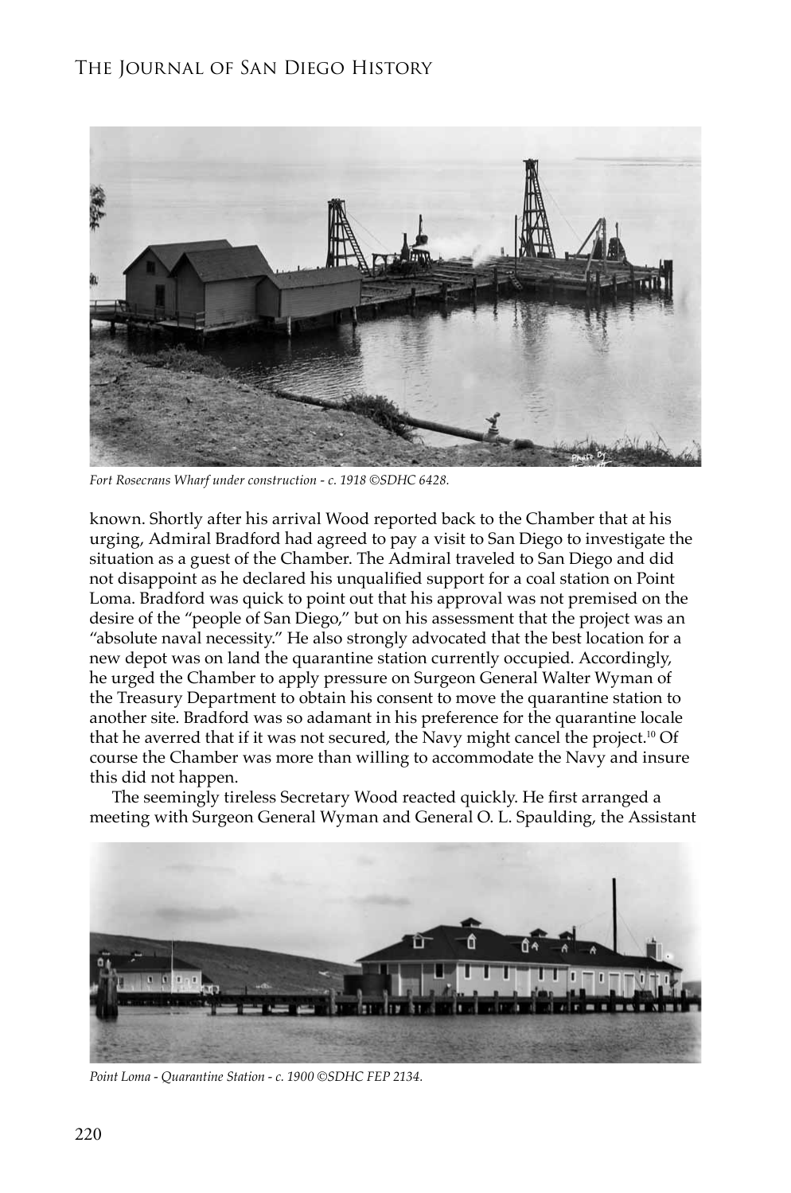*Fort Rosecrans Wharf under construction - c. 1918 ©SDHC 6428.*

known. Shortly after his arrival Wood reported back to the Chamber that at his urging, Admiral Bradford had agreed to pay a visit to San Diego to investigate the situation as a guest of the Chamber. The Admiral traveled to San Diego and did not disappoint as he declared his unqualified support for a coal station on Point Loma. Bradford was quick to point out that his approval was not premised on the desire of the "people of San Diego," but on his assessment that the project was an "absolute naval necessity." He also strongly advocated that the best location for a new depot was on land the quarantine station currently occupied. Accordingly, he urged the Chamber to apply pressure on Surgeon General Walter Wyman of the Treasury Department to obtain his consent to move the quarantine station to another site. Bradford was so adamant in his preference for the quarantine locale that he averred that if it was not secured, the Navy might cancel the project.[10] Of course the Chamber was more than willing to accommodate the Navy and insure this did not happen.

The seemingly tireless Secretary Wood reacted quickly. He first arranged a meeting with Surgeon General Wyman and General O. L. Spaulding, the Assistant

*Point Loma - Quarantine Station - c. 1900 ©SDHC FEP 2134.*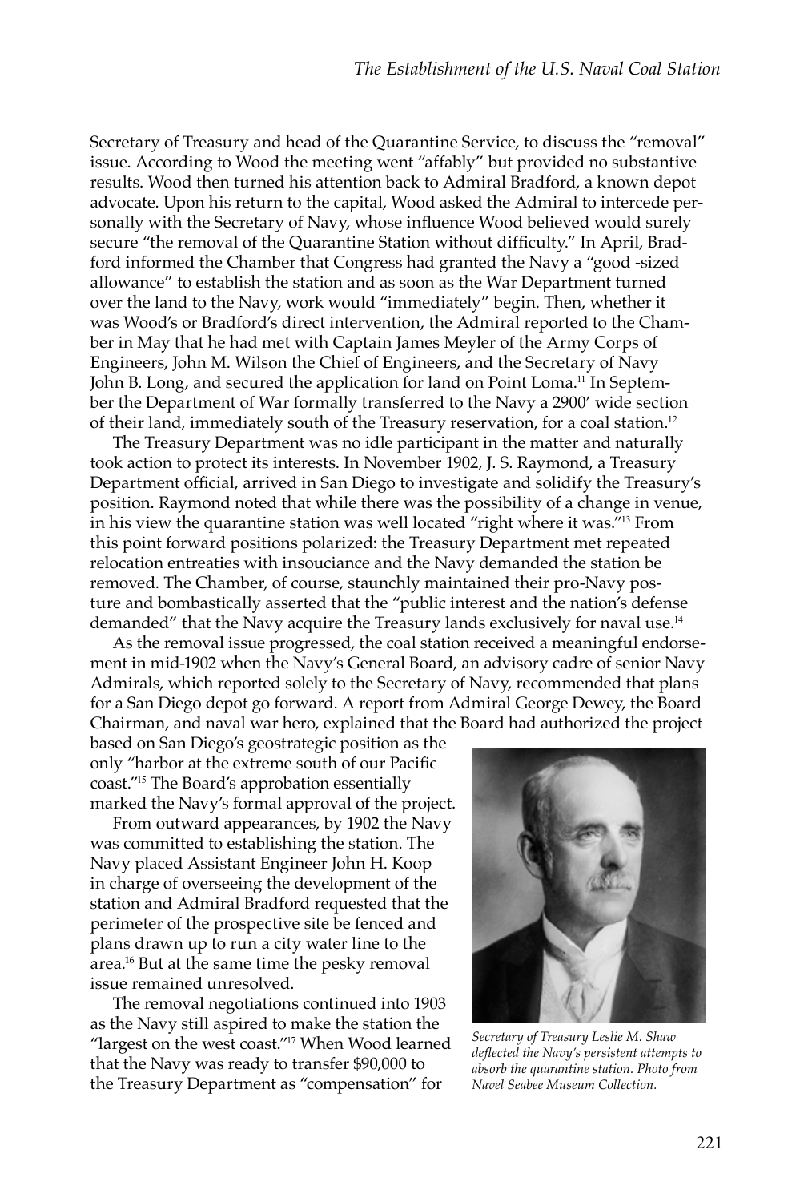Secretary of Treasury and head of the Quarantine Service, to discuss the "removal" issue. According to Wood the meeting went "affably" but provided no substantive results. Wood then turned his attention back to Admiral Bradford, a known depot advocate. Upon his return to the capital, Wood asked the Admiral to intercede personally with the Secretary of Navy, whose influence Wood believed would surely secure "the removal of the Quarantine Station without difficulty." In April, Bradford informed the Chamber that Congress had granted the Navy a "good -sized allowance" to establish the station and as soon as the War Department turned over the land to the Navy, work would "immediately" begin. Then, whether it was Wood's or Bradford's direct intervention, the Admiral reported to the Chamber in May that he had met with Captain James Meyler of the Army Corps of Engineers, John M. Wilson the Chief of Engineers, and the Secretary of Navy John B. Long, and secured the application for land on Point Loma.[11] In September the Department of War formally transferred to the Navy a 2900' wide section of their land, immediately south of the Treasury reservation, for a coal station.[12]

The Treasury Department was no idle participant in the matter and naturally took action to protect its interests. In November 1902, J. S. Raymond, a Treasury Department official, arrived in San Diego to investigate and solidify the Treasury's position. Raymond noted that while there was the possibility of a change in venue, in his view the quarantine station was well located "right where it was."[13] From this point forward positions polarized: the Treasury Department met repeated relocation entreaties with insouciance and the Navy demanded the station be removed. The Chamber, of course, staunchly maintained their pro-Navy posture and bombastically asserted that the "public interest and the nation's defense demanded" that the Navy acquire the Treasury lands exclusively for naval use.[14]

As the removal issue progressed, the coal station received a meaningful endorsement in mid-1902 when the Navy's General Board, an advisory cadre of senior Navy Admirals, which reported solely to the Secretary of Navy, recommended that plans for a San Diego depot go forward. A report from Admiral George Dewey, the Board Chairman, and naval war hero, explained that the Board had authorized the project based on San Diego's geostrategic position as the only "harbor at the extreme south of our Pacific coast."[15] The Board's approbation essentially marked the Navy's formal approval of the project.

From outward appearances, by 1902 the Navy was committed to establishing the station. The Navy placed Assistant Engineer John H. Koop in charge of overseeing the development of the station and Admiral Bradford requested that the perimeter of the prospective site be fenced and plans drawn up to run a city water line to the area.[16] But at the same time the pesky removal issue remained unresolved.

The removal negotiations continued into 1903 as the Navy still aspired to make the station the "largest on the west coast."[17] When Wood learned that the Navy was ready to transfer $90,000 to the Treasury Department as "compensation" for

*Secretary of Treasury Leslie M. Shaw deflected the Navy's persistent attempts to absorb the quarantine station. Photo from Navel Seabee Museum Collection.*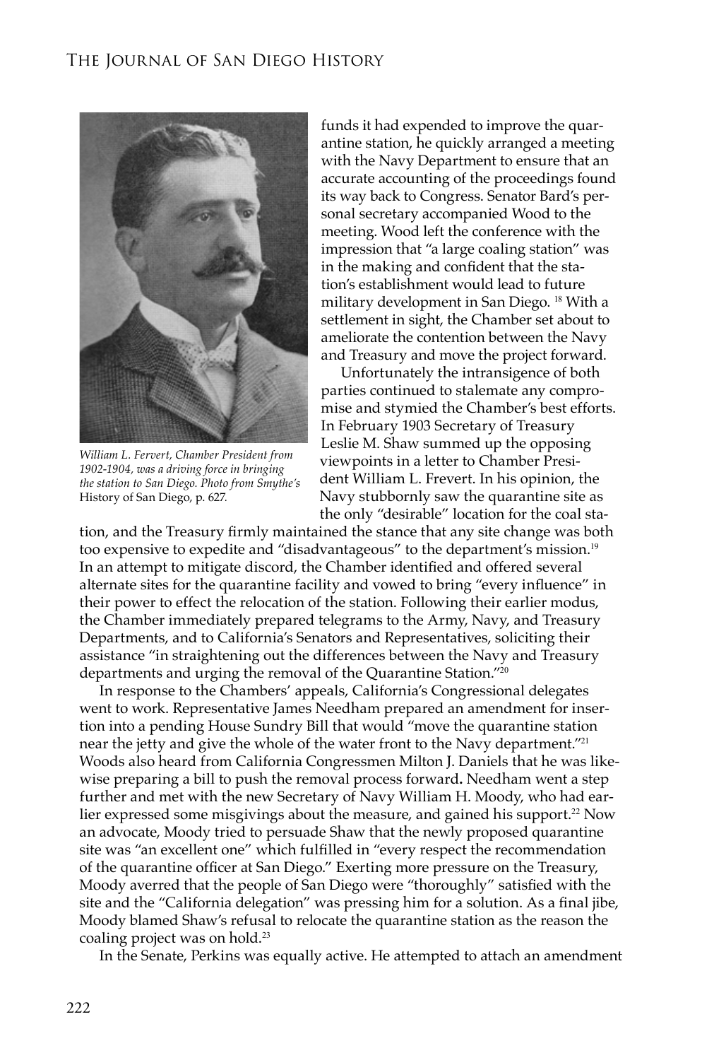funds it had expended to improve the quarantine station, he quickly arranged a meeting with the Navy Department to ensure that an accurate accounting of the proceedings found its way back to Congress. Senator Bard's personal secretary accompanied Wood to the meeting. Wood left the conference with the impression that "a large coaling station" was in the making and confident that the station's establishment would lead to future military development in San Diego. [18] With a settlement in sight, the Chamber set about to ameliorate the contention between the Navy and Treasury and move the project forward.

Unfortunately the intransigence of both parties continued to stalemate any compromise and stymied the Chamber's best efforts. In February 1903 Secretary of Treasury Leslie M. Shaw summed up the opposing viewpoints in a letter to Chamber President William L. Frevert. In his opinion, the Navy stubbornly saw the quarantine site as the only "desirable" location for the coal station, and the Treasury firmly maintained the stance that any site change was both too expensive to expedite and "disadvantageous" to the department's mission.[19] In an attempt to mitigate discord, the Chamber identified and offered several alternate sites for the quarantine facility and vowed to bring "every influence" in their power to effect the relocation of the station. Following their earlier modus, the Chamber immediately prepared telegrams to the Army, Navy, and Treasury Departments, and to California's Senators and Representatives, soliciting their assistance "in straightening out the differences between the Navy and Treasury departments and urging the removal of the Quarantine Station."[20]

*William L. Fervert, Chamber President from 1902-1904, was a driving force in bringing the station to San Diego. Photo from Smythe's* History of San Diego, p. 627.

In response to the Chambers' appeals, California's Congressional delegates went to work. Representative James Needham prepared an amendment for insertion into a pending House Sundry Bill that would "move the quarantine station near the jetty and give the whole of the water front to the Navy department."[21] Woods also heard from California Congressmen Milton J. Daniels that he was likewise preparing a bill to push the removal process forward**.** Needham went a step further and met with the new Secretary of Navy William H. Moody, who had earlier expressed some misgivings about the measure, and gained his support.[22] Now an advocate, Moody tried to persuade Shaw that the newly proposed quarantine site was "an excellent one" which fulfilled in "every respect the recommendation of the quarantine officer at San Diego." Exerting more pressure on the Treasury, Moody averred that the people of San Diego were "thoroughly" satisfied with the site and the "California delegation" was pressing him for a solution. As a final jibe, Moody blamed Shaw's refusal to relocate the quarantine station as the reason the coaling project was on hold.[23]

In the Senate, Perkins was equally active. He attempted to attach an amendment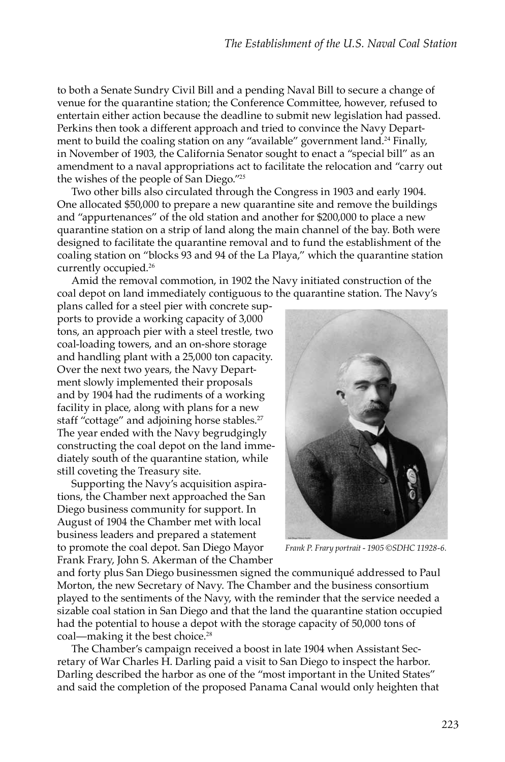to both a Senate Sundry Civil Bill and a pending Naval Bill to secure a change of venue for the quarantine station; the Conference Committee, however, refused to entertain either action because the deadline to submit new legislation had passed. Perkins then took a different approach and tried to convince the Navy Department to build the coaling station on any "available" government land.[24] Finally, in November of 1903, the California Senator sought to enact a "special bill" as an amendment to a naval appropriations act to facilitate the relocation and "carry out the wishes of the people of San Diego."[25]

Two other bills also circulated through the Congress in 1903 and early 1904. One allocated $50,000 to prepare a new quarantine site and remove the buildings and "appurtenances" of the old station and another for $200,000 to place a new quarantine station on a strip of land along the main channel of the bay. Both were designed to facilitate the quarantine removal and to fund the establishment of the coaling station on "blocks 93 and 94 of the La Playa," which the quarantine station currently occupied.[26]

Amid the removal commotion, in 1902 the Navy initiated construction of the coal depot on land immediately contiguous to the quarantine station. The Navy's plans called for a steel pier with concrete supports to provide a working capacity of 3,000 tons, an approach pier with a steel trestle, two coal-loading towers, and an on-shore storage and handling plant with a 25,000 ton capacity. Over the next two years, the Navy Department slowly implemented their proposals and by 1904 had the rudiments of a working facility in place, along with plans for a new staff "cottage" and adjoining horse stables.[27] The year ended with the Navy begrudgingly constructing the coal depot on the land immediately south of the quarantine station, while still coveting the Treasury site.

*Frank P. Frary portrait - 1905 ©SDHC 11928-6.*

Supporting the Navy's acquisition aspirations, the Chamber next approached the San Diego business community for support. In August of 1904 the Chamber met with local business leaders and prepared a statement to promote the coal depot. San Diego Mayor Frank Frary, John S. Akerman of the Chamber and forty plus San Diego businessmen signed the communiqué addressed to Paul Morton, the new Secretary of Navy. The Chamber and the business consortium played to the sentiments of the Navy, with the reminder that the service needed a sizable coal station in San Diego and that the land the quarantine station occupied had the potential to house a depot with the storage capacity of 50,000 tons of coal—making it the best choice.[28]

The Chamber's campaign received a boost in late 1904 when Assistant Secretary of War Charles H. Darling paid a visit to San Diego to inspect the harbor. Darling described the harbor as one of the "most important in the United States" and said the completion of the proposed Panama Canal would only heighten that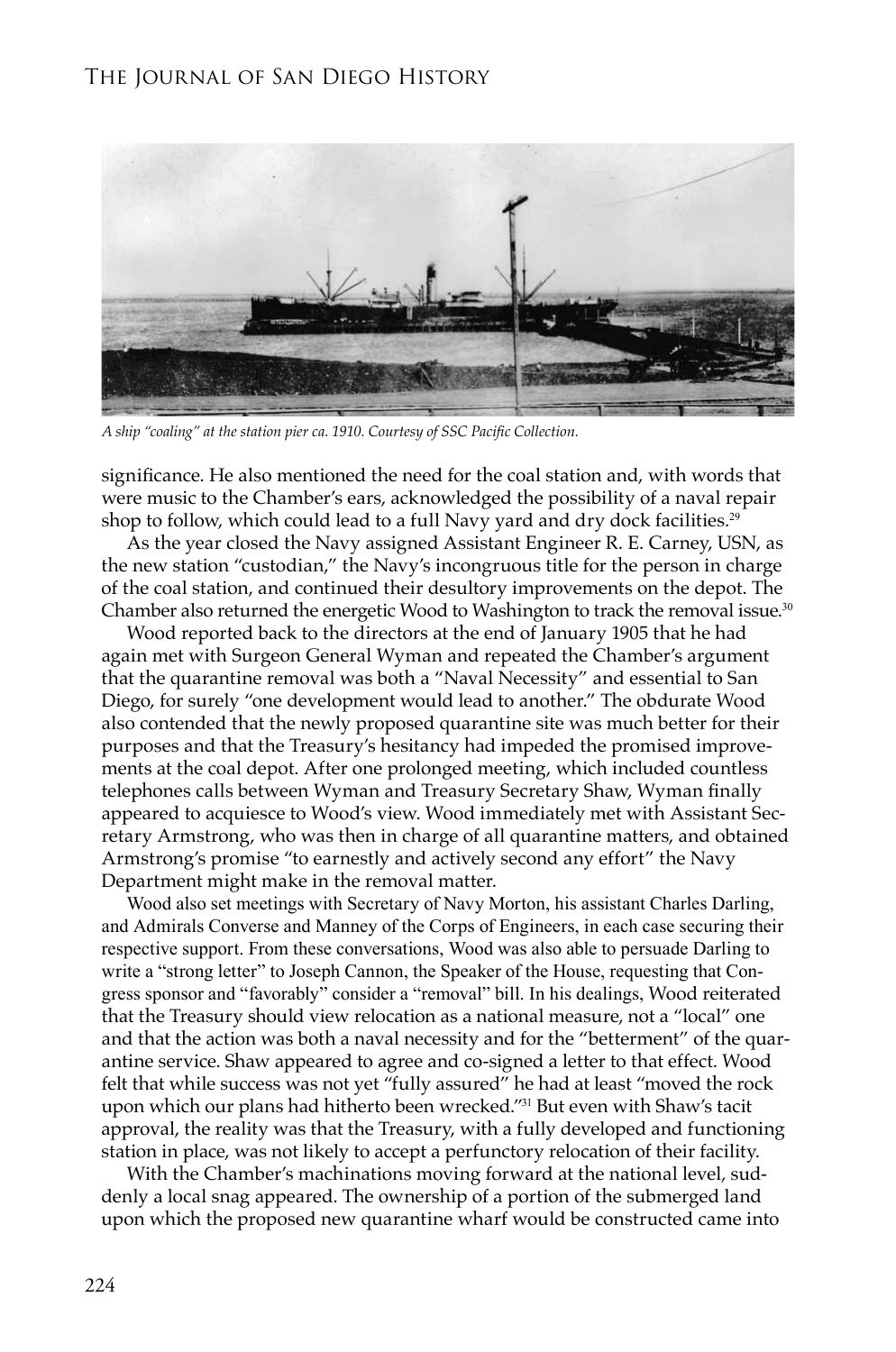*A ship "coaling" at the station pier ca. 1910. Courtesy of SSC Pacific Collection.*

significance. He also mentioned the need for the coal station and, with words that were music to the Chamber's ears, acknowledged the possibility of a naval repair shop to follow, which could lead to a full Navy yard and dry dock facilities.[29]

As the year closed the Navy assigned Assistant Engineer R. E. Carney, USN, as the new station "custodian," the Navy's incongruous title for the person in charge of the coal station, and continued their desultory improvements on the depot. The Chamber also returned the energetic Wood to Washington to track the removal issue.[30]

Wood reported back to the directors at the end of January 1905 that he had again met with Surgeon General Wyman and repeated the Chamber's argument that the quarantine removal was both a "Naval Necessity" and essential to San Diego, for surely "one development would lead to another." The obdurate Wood also contended that the newly proposed quarantine site was much better for their purposes and that the Treasury's hesitancy had impeded the promised improvements at the coal depot. After one prolonged meeting, which included countless telephones calls between Wyman and Treasury Secretary Shaw, Wyman finally appeared to acquiesce to Wood's view. Wood immediately met with Assistant Secretary Armstrong, who was then in charge of all quarantine matters, and obtained Armstrong's promise "to earnestly and actively second any effort" the Navy Department might make in the removal matter.

Wood also set meetings with Secretary of Navy Morton, his assistant Charles Darling, and Admirals Converse and Manney of the Corps of Engineers, in each case securing their respective support. From these conversations, Wood was also able to persuade Darling to write a "strong letter" to Joseph Cannon, the Speaker of the House, requesting that Congress sponsor and "favorably" consider a "removal" bill. In his dealings, Wood reiterated that the Treasury should view relocation as a national measure, not a "local" one and that the action was both a naval necessity and for the "betterment" of the quarantine service. Shaw appeared to agree and co-signed a letter to that effect. Wood felt that while success was not yet "fully assured" he had at least "moved the rock upon which our plans had hitherto been wrecked."[31] But even with Shaw's tacit approval, the reality was that the Treasury, with a fully developed and functioning station in place, was not likely to accept a perfunctory relocation of their facility.

With the Chamber's machinations moving forward at the national level, suddenly a local snag appeared. The ownership of a portion of the submerged land upon which the proposed new quarantine wharf would be constructed came into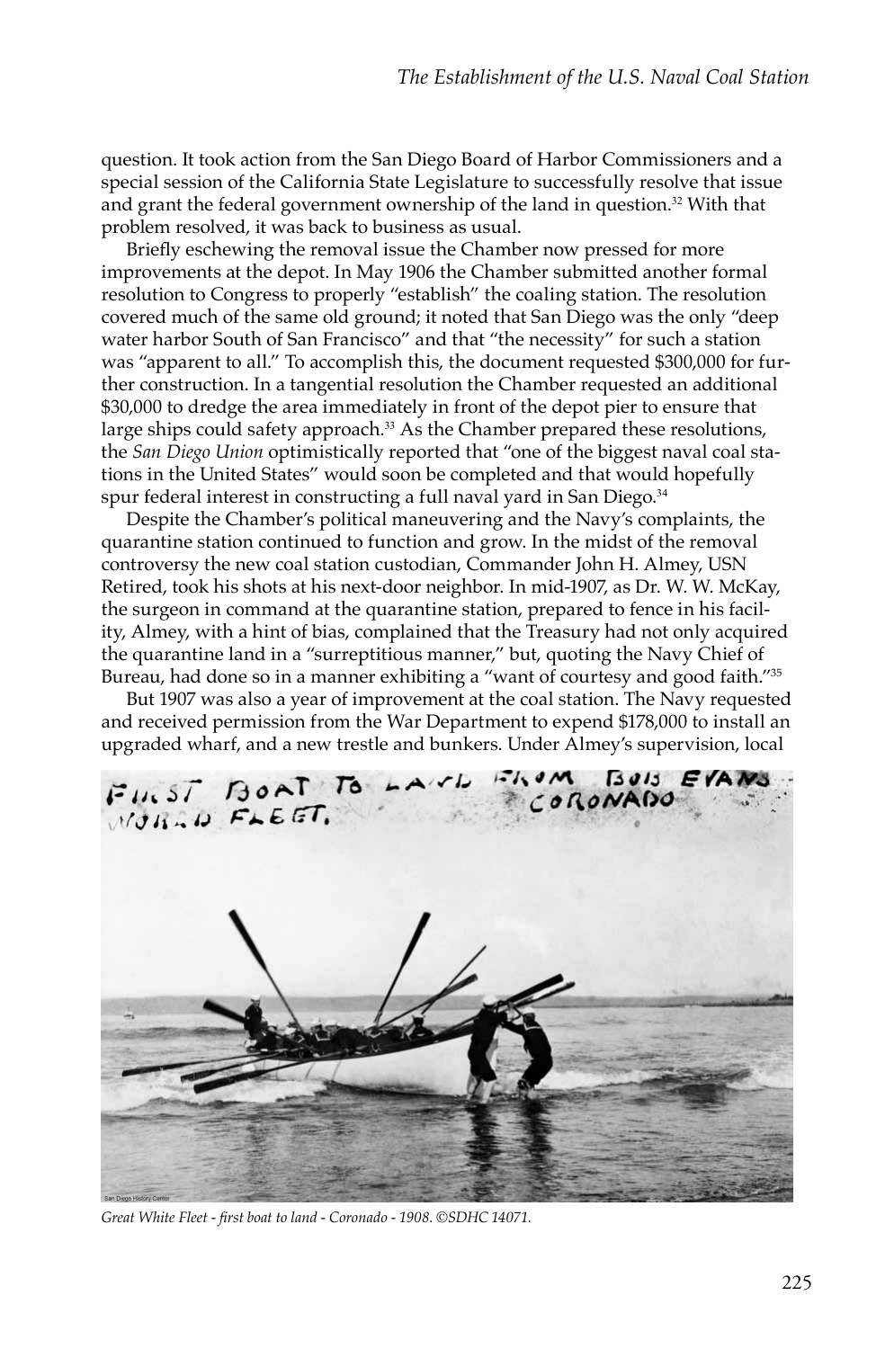question. It took action from the San Diego Board of Harbor Commissioners and a special session of the California State Legislature to successfully resolve that issue and grant the federal government ownership of the land in question.[32] With that problem resolved, it was back to business as usual.

Briefly eschewing the removal issue the Chamber now pressed for more improvements at the depot. In May 1906 the Chamber submitted another formal resolution to Congress to properly "establish" the coaling station. The resolution covered much of the same old ground; it noted that San Diego was the only "deep water harbor South of San Francisco" and that "the necessity" for such a station was "apparent to all." To accomplish this, the document requested $300,000 for further construction. In a tangential resolution the Chamber requested an additional $30,000 to dredge the area immediately in front of the depot pier to ensure that large ships could safety approach.[33] As the Chamber prepared these resolutions, the *San Diego Union* optimistically reported that "one of the biggest naval coal stations in the United States" would soon be completed and that would hopefully spur federal interest in constructing a full naval yard in San Diego.[34]

Despite the Chamber's political maneuvering and the Navy's complaints, the quarantine station continued to function and grow. In the midst of the removal controversy the new coal station custodian, Commander John H. Almey, USN Retired, took his shots at his next-door neighbor. In mid-1907, as Dr. W. W. McKay, the surgeon in command at the quarantine station, prepared to fence in his facility, Almey, with a hint of bias, complained that the Treasury had not only acquired the quarantine land in a "surreptitious manner," but, quoting the Navy Chief of Bureau, had done so in a manner exhibiting a "want of courtesy and good faith."[35]

But 1907 was also a year of improvement at the coal station. The Navy requested and received permission from the War Department to expend $178,000 to install an upgraded wharf, and a new trestle and bunkers. Under Almey's supervision, local

*Great White Fleet - first boat to land - Coronado - 1908. ©SDHC 14071.*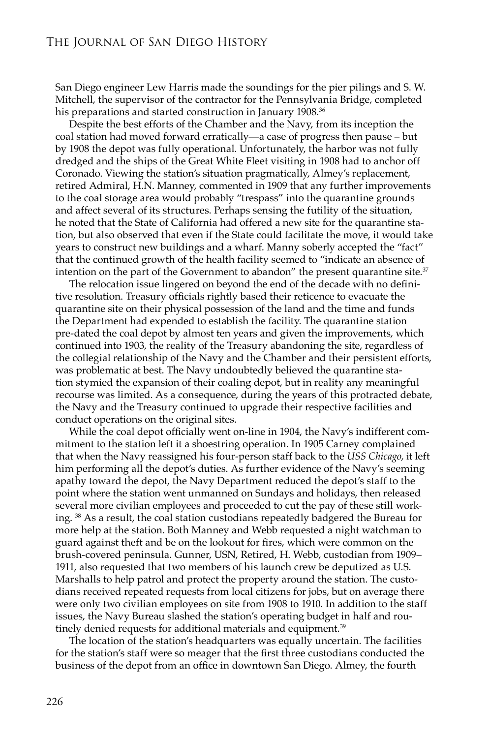San Diego engineer Lew Harris made the soundings for the pier pilings and S. W. Mitchell, the supervisor of the contractor for the Pennsylvania Bridge, completed his preparations and started construction in January 1908.[36]

Despite the best efforts of the Chamber and the Navy, from its inception the coal station had moved forward erratically—a case of progress then pause – but by 1908 the depot was fully operational. Unfortunately, the harbor was not fully dredged and the ships of the Great White Fleet visiting in 1908 had to anchor off Coronado. Viewing the station's situation pragmatically, Almey's replacement, retired Admiral, H.N. Manney, commented in 1909 that any further improvements to the coal storage area would probably "trespass" into the quarantine grounds and affect several of its structures. Perhaps sensing the futility of the situation, he noted that the State of California had offered a new site for the quarantine station, but also observed that even if the State could facilitate the move, it would take years to construct new buildings and a wharf. Manny soberly accepted the "fact" that the continued growth of the health facility seemed to "indicate an absence of intention on the part of the Government to abandon" the present quarantine site.[37]

The relocation issue lingered on beyond the end of the decade with no definitive resolution. Treasury officials rightly based their reticence to evacuate the quarantine site on their physical possession of the land and the time and funds the Department had expended to establish the facility. The quarantine station pre-dated the coal depot by almost ten years and given the improvements, which continued into 1903, the reality of the Treasury abandoning the site, regardless of the collegial relationship of the Navy and the Chamber and their persistent efforts, was problematic at best. The Navy undoubtedly believed the quarantine station stymied the expansion of their coaling depot, but in reality any meaningful recourse was limited. As a consequence, during the years of this protracted debate, the Navy and the Treasury continued to upgrade their respective facilities and conduct operations on the original sites.

While the coal depot officially went on-line in 1904, the Navy's indifferent commitment to the station left it a shoestring operation. In 1905 Carney complained that when the Navy reassigned his four-person staff back to the *USS Chicago,* it left him performing all the depot's duties. As further evidence of the Navy's seeming apathy toward the depot, the Navy Department reduced the depot's staff to the point where the station went unmanned on Sundays and holidays, then released several more civilian employees and proceeded to cut the pay of these still working.[38] As a result, the coal station custodians repeatedly badgered the Bureau for more help at the station. Both Manney and Webb requested a night watchman to guard against theft and be on the lookout for fires, which were common on the brush-covered peninsula. Gunner, USN, Retired, H. Webb, custodian from 1909–1911, also requested that two members of his launch crew be deputized as U.S. Marshalls to help patrol and protect the property around the station. The custodians received repeated requests from local citizens for jobs, but on average there were only two civilian employees on site from 1908 to 1910. In addition to the staff issues, the Navy Bureau slashed the station's operating budget in half and routinely denied requests for additional materials and equipment.[39]

The location of the station's headquarters was equally uncertain. The facilities for the station's staff were so meager that the first three custodians conducted the business of the depot from an office in downtown San Diego. Almey, the fourth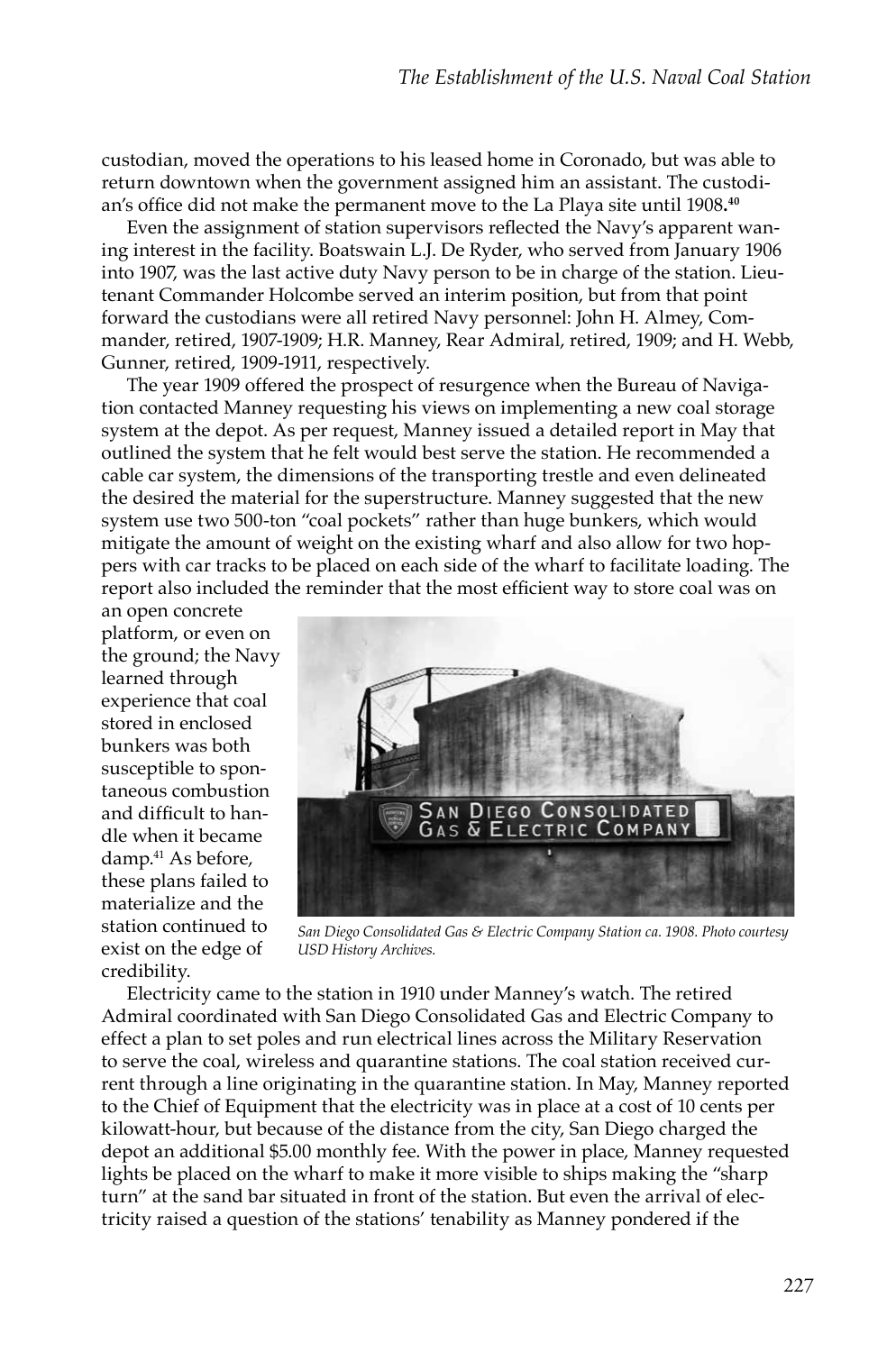custodian, moved the operations to his leased home in Coronado, but was able to return downtown when the government assigned him an assistant. The custodian's office did not make the permanent move to the La Playa site until 1908.[40]

Even the assignment of station supervisors reflected the Navy's apparent waning interest in the facility. Boatswain L.J. De Ryder, who served from January 1906 into 1907, was the last active duty Navy person to be in charge of the station. Lieutenant Commander Holcombe served an interim position, but from that point forward the custodians were all retired Navy personnel: John H. Almey, Commander, retired, 1907-1909; H.R. Manney, Rear Admiral, retired, 1909; and H. Webb, Gunner, retired, 1909-1911, respectively.

The year 1909 offered the prospect of resurgence when the Bureau of Navigation contacted Manney requesting his views on implementing a new coal storage system at the depot. As per request, Manney issued a detailed report in May that outlined the system that he felt would best serve the station. He recommended a cable car system, the dimensions of the transporting trestle and even delineated the desired the material for the superstructure. Manney suggested that the new system use two 500-ton "coal pockets" rather than huge bunkers, which would mitigate the amount of weight on the existing wharf and also allow for two hoppers with car tracks to be placed on each side of the wharf to facilitate loading. The report also included the reminder that the most efficient way to store coal was on an open concrete platform, or even on the ground; the Navy learned through experience that coal stored in enclosed bunkers was both susceptible to spontaneous combustion and difficult to handle when it became damp.[41] As before, these plans failed to materialize and the station continued to exist on the edge of credibility.

*San Diego Consolidated Gas & Electric Company Station ca. 1908. Photo courtesy USD History Archives.*

Electricity came to the station in 1910 under Manney's watch. The retired Admiral coordinated with San Diego Consolidated Gas and Electric Company to effect a plan to set poles and run electrical lines across the Military Reservation to serve the coal, wireless and quarantine stations. The coal station received current through a line originating in the quarantine station. In May, Manney reported to the Chief of Equipment that the electricity was in place at a cost of 10 cents per kilowatt-hour, but because of the distance from the city, San Diego charged the depot an additional $5.00 monthly fee. With the power in place, Manney requested lights be placed on the wharf to make it more visible to ships making the "sharp turn" at the sand bar situated in front of the station. But even the arrival of electricity raised a question of the stations' tenability as Manney pondered if the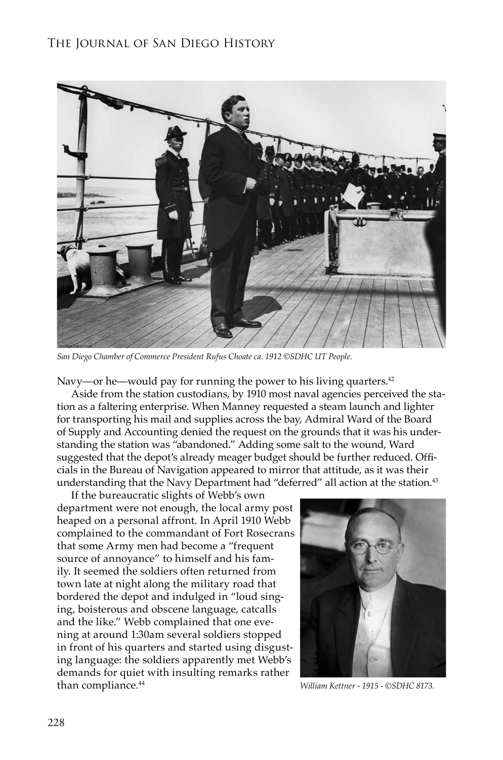*San Diego Chamber of Commerce President Rufus Choate ca. 1912 ©SDHC UT People.*

Navy—or he—would pay for running the power to his living quarters.[42]

Aside from the station custodians, by 1910 most naval agencies perceived the station as a faltering enterprise. When Manney requested a steam launch and lighter for transporting his mail and supplies across the bay, Admiral Ward of the Board of Supply and Accounting denied the request on the grounds that it was his understanding the station was "abandoned." Adding some salt to the wound, Ward suggested that the depot's already meager budget should be further reduced. Officials in the Bureau of Navigation appeared to mirror that attitude, as it was their understanding that the Navy Department had "deferred" all action at the station.[43]

If the bureaucratic slights of Webb's own department were not enough, the local army post heaped on a personal affront. In April 1910 Webb complained to the commandant of Fort Rosecrans that some Army men had become a "frequent source of annoyance" to himself and his family. It seemed the soldiers often returned from town late at night along the military road that bordered the depot and indulged in "loud singing, boisterous and obscene language, catcalls and the like." Webb complained that one evening at around 1:30am several soldiers stopped in front of his quarters and started using disgusting language: the soldiers apparently met Webb's demands for quiet with insulting remarks rather than compliance.[44]

*William Kettner - 1915 - ©SDHC 8173.*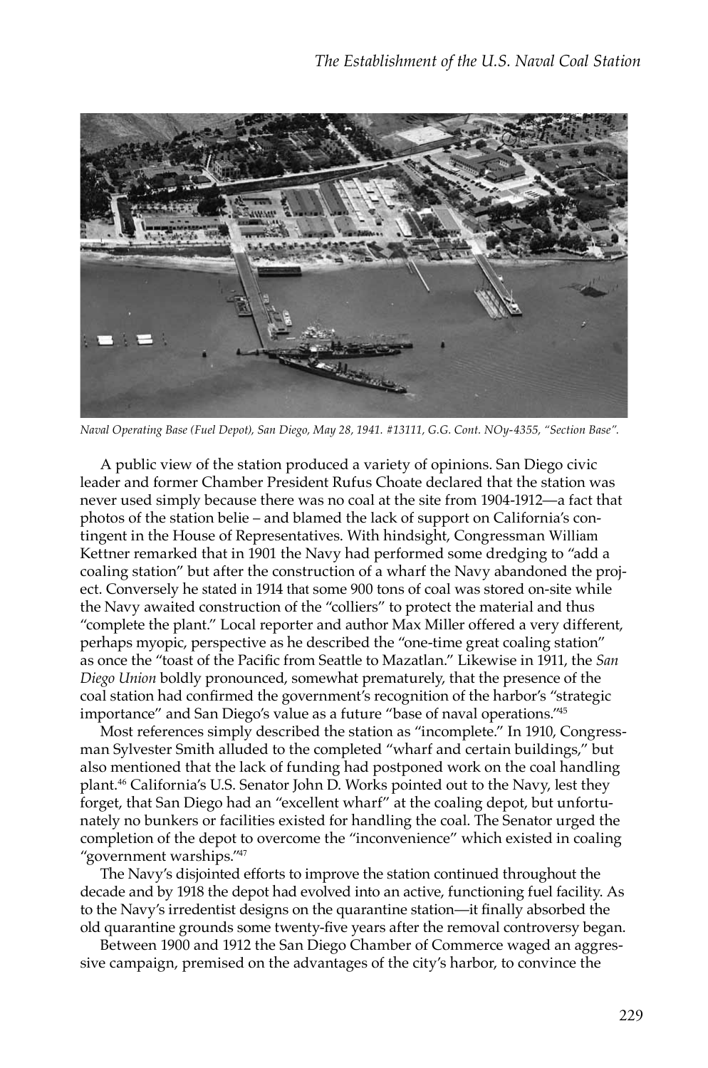*Naval Operating Base (Fuel Depot), San Diego, May 28, 1941. #13111, G.G. Cont. NOy-4355, "Section Base".*

A public view of the station produced a variety of opinions. San Diego civic leader and former Chamber President Rufus Choate declared that the station was never used simply because there was no coal at the site from 1904-1912—a fact that photos of the station belie – and blamed the lack of support on California's contingent in the House of Representatives. With hindsight, Congressman William Kettner remarked that in 1901 the Navy had performed some dredging to "add a coaling station" but after the construction of a wharf the Navy abandoned the project. Conversely he stated in 1914 that some 900 tons of coal was stored on-site while the Navy awaited construction of the "colliers" to protect the material and thus "complete the plant." Local reporter and author Max Miller offered a very different, perhaps myopic, perspective as he described the "one-time great coaling station" as once the "toast of the Pacific from Seattle to Mazatlan." Likewise in 1911, the *San Diego Union* boldly pronounced, somewhat prematurely, that the presence of the coal station had confirmed the government's recognition of the harbor's "strategic importance" and San Diego's value as a future "base of naval operations."[45]

Most references simply described the station as "incomplete." In 1910, Congressman Sylvester Smith alluded to the completed "wharf and certain buildings," but also mentioned that the lack of funding had postponed work on the coal handling plant.[46] California's U.S. Senator John D. Works pointed out to the Navy, lest they forget, that San Diego had an "excellent wharf" at the coaling depot, but unfortunately no bunkers or facilities existed for handling the coal. The Senator urged the completion of the depot to overcome the "inconvenience" which existed in coaling "government warships."[47]

The Navy's disjointed efforts to improve the station continued throughout the decade and by 1918 the depot had evolved into an active, functioning fuel facility. As to the Navy's irredentist designs on the quarantine station—it finally absorbed the old quarantine grounds some twenty-five years after the removal controversy began.

Between 1900 and 1912 the San Diego Chamber of Commerce waged an aggressive campaign, premised on the advantages of the city's harbor, to convince the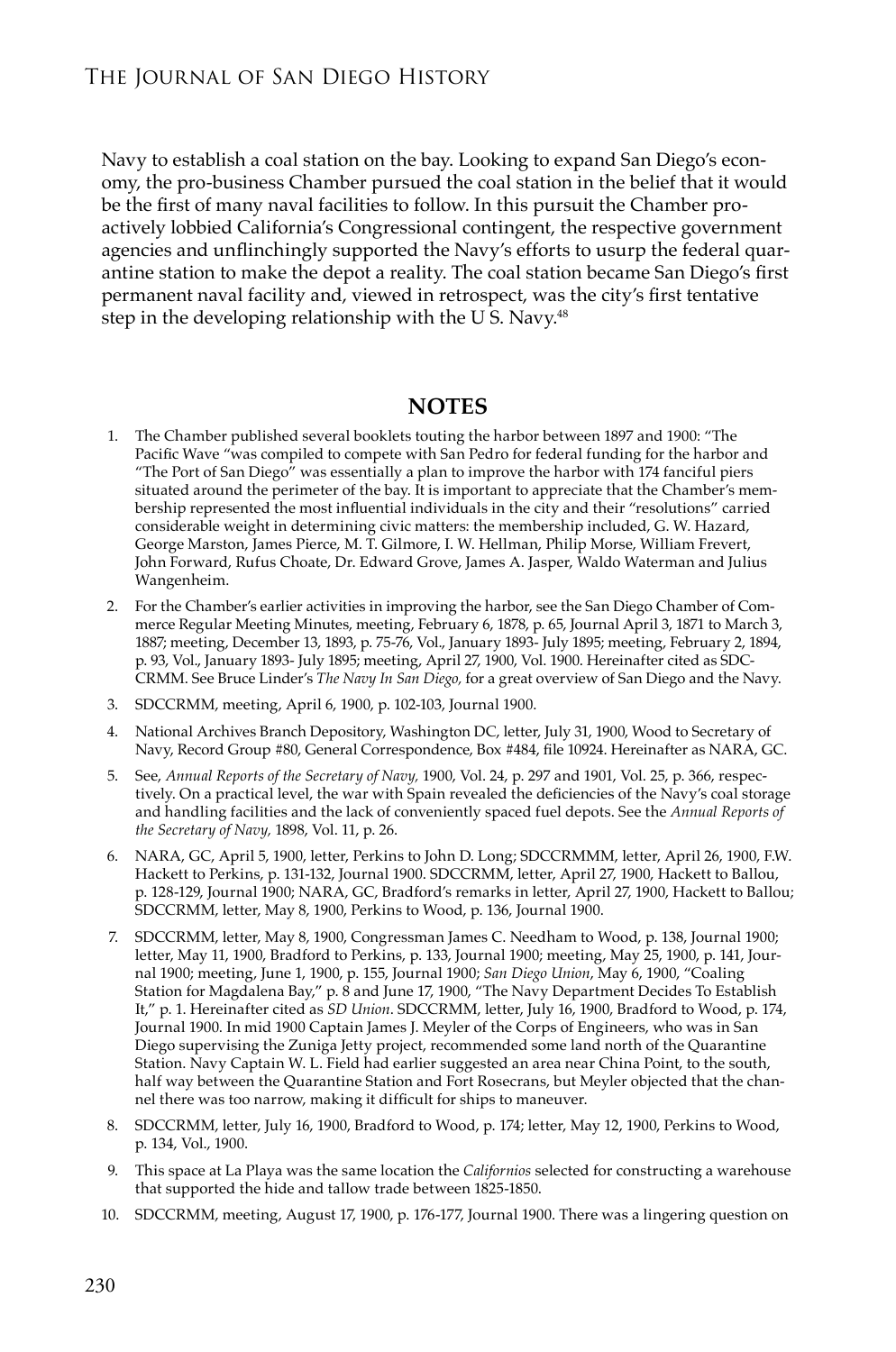Navy to establish a coal station on the bay. Looking to expand San Diego's economy, the pro-business Chamber pursued the coal station in the belief that it would be the first of many naval facilities to follow. In this pursuit the Chamber proactively lobbied California's Congressional contingent, the respective government agencies and unflinchingly supported the Navy's efforts to usurp the federal quarantine station to make the depot a reality. The coal station became San Diego's first permanent naval facility and, viewed in retrospect, was the city's first tentative step in the developing relationship with the U S. Navy.[48]

## NOTES

1. The Chamber published several booklets touting the harbor between 1897 and 1900: "The Pacific Wave "was compiled to compete with San Pedro for federal funding for the harbor and "The Port of San Diego" was essentially a plan to improve the harbor with 174 fanciful piers situated around the perimeter of the bay. It is important to appreciate that the Chamber's membership represented the most influential individuals in the city and their "resolutions" carried considerable weight in determining civic matters: the membership included, G. W. Hazard, George Marston, James Pierce, M. T. Gilmore, I. W. Hellman, Philip Morse, William Frevert, John Forward, Rufus Choate, Dr. Edward Grove, James A. Jasper, Waldo Waterman and Julius Wangenheim.
2. For the Chamber's earlier activities in improving the harbor, see the San Diego Chamber of Commerce Regular Meeting Minutes, meeting, February 6, 1878, p. 65, Journal April 3, 1871 to March 3, 1887; meeting, December 13, 1893, p. 75-76, Vol., January 1893- July 1895; meeting, February 2, 1894, p. 93, Vol., January 1893- July 1895; meeting, April 27, 1900, Vol. 1900. Hereinafter cited as SDC-CRMM. See Bruce Linder's *The Navy In San Diego,* for a great overview of San Diego and the Navy.
3. SDCCRMM, meeting, April 6, 1900, p. 102-103, Journal 1900.
4. National Archives Branch Depository, Washington DC, letter, July 31, 1900, Wood to Secretary of Navy, Record Group #80, General Correspondence, Box #484, file 10924. Hereinafter as NARA, GC.
5. See, *Annual Reports of the Secretary of Navy,* 1900, Vol. 24, p. 297 and 1901, Vol. 25, p. 366, respectively. On a practical level, the war with Spain revealed the deficiencies of the Navy's coal storage and handling facilities and the lack of conveniently spaced fuel depots. See the *Annual Reports of the Secretary of Navy,* 1898, Vol. 11, p. 26.
6. NARA, GC, April 5, 1900, letter, Perkins to John D. Long; SDCCRMMM, letter, April 26, 1900, F.W. Hackett to Perkins, p. 131-132, Journal 1900. SDCCRMM, letter, April 27, 1900, Hackett to Ballou, p. 128-129, Journal 1900; NARA, GC, Bradford's remarks in letter, April 27, 1900, Hackett to Ballou; SDCCRMM, letter, May 8, 1900, Perkins to Wood, p. 136, Journal 1900.
7. SDCCRMM, letter, May 8, 1900, Congressman James C. Needham to Wood, p. 138, Journal 1900; letter, May 11, 1900, Bradford to Perkins, p. 133, Journal 1900; meeting, May 25, 1900, p. 141, Journal 1900; meeting, June 1, 1900, p. 155, Journal 1900; *San Diego Union*, May 6, 1900, "Coaling Station for Magdalena Bay," p. 8 and June 17, 1900, "The Navy Department Decides To Establish It," p. 1. Hereinafter cited as *SD Union*. SDCCRMM, letter, July 16, 1900, Bradford to Wood, p. 174, Journal 1900. In mid 1900 Captain James J. Meyler of the Corps of Engineers, who was in San Diego supervising the Zuniga Jetty project, recommended some land north of the Quarantine Station. Navy Captain W. L. Field had earlier suggested an area near China Point, to the south, half way between the Quarantine Station and Fort Rosecrans, but Meyler objected that the channel there was too narrow, making it difficult for ships to maneuver.
8. SDCCRMM, letter, July 16, 1900, Bradford to Wood, p. 174; letter, May 12, 1900, Perkins to Wood, p. 134, Vol., 1900.
9. This space at La Playa was the same location the *Californios* selected for constructing a warehouse that supported the hide and tallow trade between 1825-1850.
10. SDCCRMM, meeting, August 17, 1900, p. 176-177, Journal 1900. There was a lingering question on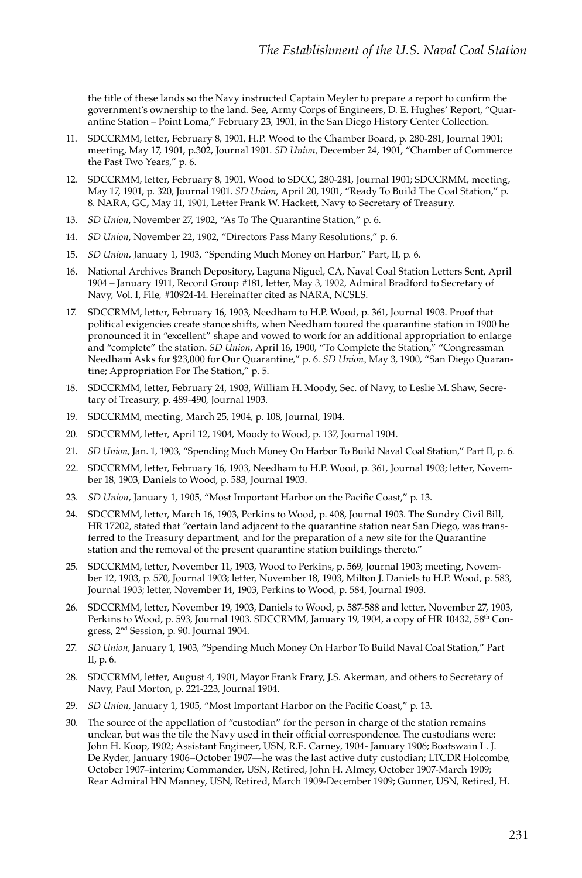the title of these lands so the Navy instructed Captain Meyler to prepare a report to confirm the government's ownership to the land. See, Army Corps of Engineers, D. E. Hughes' Report, "Quarantine Station – Point Loma," February 23, 1901, in the San Diego History Center Collection.

11. SDCCRMM, letter, February 8, 1901, H.P. Wood to the Chamber Board, p. 280-281, Journal 1901; meeting, May 17, 1901, p.302, Journal 1901. *SD Union*, December 24, 1901, "Chamber of Commerce the Past Two Years," p. 6.
12. SDCCRMM, letter, February 8, 1901, Wood to SDCC, 280-281, Journal 1901; SDCCRMM, meeting, May 17, 1901, p. 320, Journal 1901. *SD Union*, April 20, 1901, "Ready To Build The Coal Station," p. 8. NARA, GC**,** May 11, 1901, Letter Frank W. Hackett, Navy to Secretary of Treasury.
13. *SD Union*, November 27, 1902, "As To The Quarantine Station," p. 6.
14. *SD Union*, November 22, 1902, "Directors Pass Many Resolutions," p. 6.
15. *SD Union*, January 1, 1903, "Spending Much Money on Harbor," Part, II, p. 6.
16. National Archives Branch Depository, Laguna Niguel, CA, Naval Coal Station Letters Sent, April 1904 – January 1911, Record Group #181, letter, May 3, 1902, Admiral Bradford to Secretary of Navy, Vol. I, File, #10924-14. Hereinafter cited as NARA, NCSLS.
17. SDCCRMM, letter, February 16, 1903, Needham to H.P. Wood, p. 361, Journal 1903. Proof that political exigencies create stance shifts, when Needham toured the quarantine station in 1900 he pronounced it in "excellent" shape and vowed to work for an additional appropriation to enlarge and "complete" the station. *SD Union*, April 16, 1900, "To Complete the Station," "Congressman Needham Asks for $23,000 for Our Quarantine," p. 6. *SD Union*, May 3, 1900, "San Diego Quarantine; Appropriation For The Station," p. 5.
18. SDCCRMM, letter, February 24, 1903, William H. Moody, Sec. of Navy, to Leslie M. Shaw, Secretary of Treasury, p. 489-490, Journal 1903.
19. SDCCRMM, meeting, March 25, 1904, p. 108, Journal, 1904.
20. SDCCRMM, letter, April 12, 1904, Moody to Wood, p. 137, Journal 1904.
21. *SD Union*, Jan. 1, 1903, "Spending Much Money On Harbor To Build Naval Coal Station," Part II, p. 6.
22. SDCCRMM, letter, February 16, 1903, Needham to H.P. Wood, p. 361, Journal 1903; letter, November 18, 1903, Daniels to Wood, p. 583, Journal 1903.
23. *SD Union*, January 1, 1905, "Most Important Harbor on the Pacific Coast," p. 13.
24. SDCCRMM, letter, March 16, 1903, Perkins to Wood, p. 408, Journal 1903. The Sundry Civil Bill, HR 17202, stated that "certain land adjacent to the quarantine station near San Diego, was transferred to the Treasury department, and for the preparation of a new site for the Quarantine station and the removal of the present quarantine station buildings thereto."
25. SDCCRMM, letter, November 11, 1903, Wood to Perkins, p. 569, Journal 1903; meeting, November 12, 1903, p. 570, Journal 1903; letter, November 18, 1903, Milton J. Daniels to H.P. Wood, p. 583, Journal 1903; letter, November 14, 1903, Perkins to Wood, p. 584, Journal 1903.
26. SDCCRMM, letter, November 19, 1903, Daniels to Wood, p. 587-588 and letter, November 27, 1903, Perkins to Wood, p. 593, Journal 1903. SDCCRMM, January 19, 1904, a copy of HR 10432, 58th Congress, 2nd Session, p. 90. Journal 1904.
27. *SD Union*, January 1, 1903, "Spending Much Money On Harbor To Build Naval Coal Station," Part II, p. 6.
28. SDCCRMM, letter, August 4, 1901, Mayor Frank Frary, J.S. Akerman, and others to Secretary of Navy, Paul Morton, p. 221-223, Journal 1904.
29. *SD Union*, January 1, 1905, "Most Important Harbor on the Pacific Coast," p. 13.
30. The source of the appellation of "custodian" for the person in charge of the station remains unclear, but was the tile the Navy used in their official correspondence. The custodians were: John H. Koop, 1902; Assistant Engineer, USN, R.E. Carney, 1904- January 1906; Boatswain L. J. De Ryder, January 1906–October 1907—he was the last active duty custodian; LTCDR Holcombe, October 1907–interim; Commander, USN, Retired, John H. Almey, October 1907-March 1909; Rear Admiral HN Manney, USN, Retired, March 1909-December 1909; Gunner, USN, Retired, H.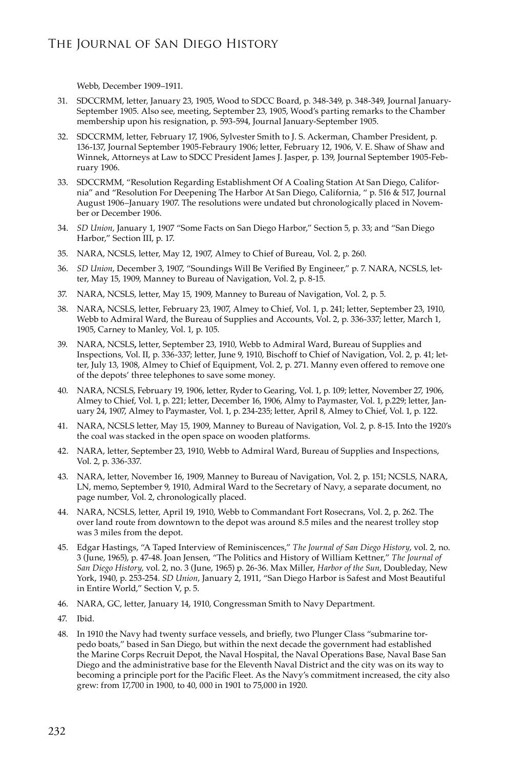Webb, December 1909–1911.

31. SDCCRMM, letter, January 23, 1905, Wood to SDCC Board, p. 348-349, p. 348-349, Journal January-September 1905. Also see, meeting, September 23, 1905, Wood's parting remarks to the Chamber membership upon his resignation, p. 593-594, Journal January-September 1905.

32. SDCCRMM, letter, February 17, 1906, Sylvester Smith to J. S. Ackerman, Chamber President, p. 136-137, Journal September 1905-Febraury 1906; letter, February 12, 1906, V. E. Shaw of Shaw and Winnek, Attorneys at Law to SDCC President James J. Jasper, p. 139, Journal September 1905-February 1906.

33. SDCCRMM, "Resolution Regarding Establishment Of A Coaling Station At San Diego, California" and "Resolution For Deepening The Harbor At San Diego, California, " p. 516 & 517, Journal August 1906–January 1907. The resolutions were undated but chronologically placed in November or December 1906.

34. *SD Union*, January 1, 1907 "Some Facts on San Diego Harbor," Section 5, p. 33; and "San Diego Harbor," Section III, p. 17.

35. NARA, NCSLS, letter, May 12, 1907, Almey to Chief of Bureau, Vol. 2, p. 260.

36. *SD Union*, December 3, 1907, "Soundings Will Be Verified By Engineer," p. 7. NARA, NCSLS, letter, May 15, 1909, Manney to Bureau of Navigation, Vol. 2, p. 8-15.

37. NARA, NCSLS, letter, May 15, 1909, Manney to Bureau of Navigation, Vol. 2, p. 5.

38. NARA, NCSLS, letter, February 23, 1907, Almey to Chief, Vol. 1, p. 241; letter, September 23, 1910, Webb to Admiral Ward, the Bureau of Supplies and Accounts, Vol. 2, p. 336-337; letter, March 1, 1905, Carney to Manley, Vol. 1, p. 105.

39. NARA, NCSLS**,** letter, September 23, 1910, Webb to Admiral Ward, Bureau of Supplies and Inspections, Vol. II, p. 336-337; letter, June 9, 1910, Bischoff to Chief of Navigation, Vol. 2, p. 41; letter, July 13, 1908, Almey to Chief of Equipment, Vol. 2, p. 271. Manny even offered to remove one of the depots' three telephones to save some money.

40. NARA, NCSLS, February 19, 1906, letter, Ryder to Gearing, Vol. 1, p. 109; letter, November 27, 1906, Almey to Chief, Vol. 1, p. 221; letter, December 16, 1906, Almy to Paymaster, Vol. 1, p.229; letter, January 24, 1907, Almey to Paymaster, Vol. 1, p. 234-235; letter, April 8, Almey to Chief, Vol. 1, p. 122.

41. NARA, NCSLS letter, May 15, 1909, Manney to Bureau of Navigation, Vol. 2, p. 8-15. Into the 1920's the coal was stacked in the open space on wooden platforms.

42. NARA, letter, September 23, 1910, Webb to Admiral Ward, Bureau of Supplies and Inspections, Vol. 2, p. 336-337.

43. NARA, letter, November 16, 1909, Manney to Bureau of Navigation, Vol. 2, p. 151; NCSLS, NARA, LN, memo, September 9, 1910, Admiral Ward to the Secretary of Navy, a separate document, no page number, Vol. 2, chronologically placed.

44. NARA, NCSLS, letter, April 19, 1910, Webb to Commandant Fort Rosecrans, Vol. 2, p. 262. The over land route from downtown to the depot was around 8.5 miles and the nearest trolley stop was 3 miles from the depot.

45. Edgar Hastings, "A Taped Interview of Reminiscences," *The Journal of San Diego History*, vol. 2, no. 3 (June, 1965), p. 47-48. Joan Jensen, "The Politics and History of William Kettner," *The Journal of San Diego History*, vol. 2, no. 3 (June, 1965) p. 26-36. Max Miller, *Harbor of the Sun*, Doubleday, New York, 1940, p. 253-254. *SD Union*, January 2, 1911, "San Diego Harbor is Safest and Most Beautiful in Entire World," Section V, p. 5.

46. NARA, GC, letter, January 14, 1910, Congressman Smith to Navy Department.

47. Ibid.

48. In 1910 the Navy had twenty surface vessels, and briefly, two Plunger Class "submarine torpedo boats," based in San Diego, but within the next decade the government had established the Marine Corps Recruit Depot, the Naval Hospital, the Naval Operations Base, Naval Base San Diego and the administrative base for the Eleventh Naval District and the city was on its way to becoming a principle port for the Pacific Fleet. As the Navy's commitment increased, the city also grew: from 17,700 in 1900, to 40, 000 in 1901 to 75,000 in 1920.